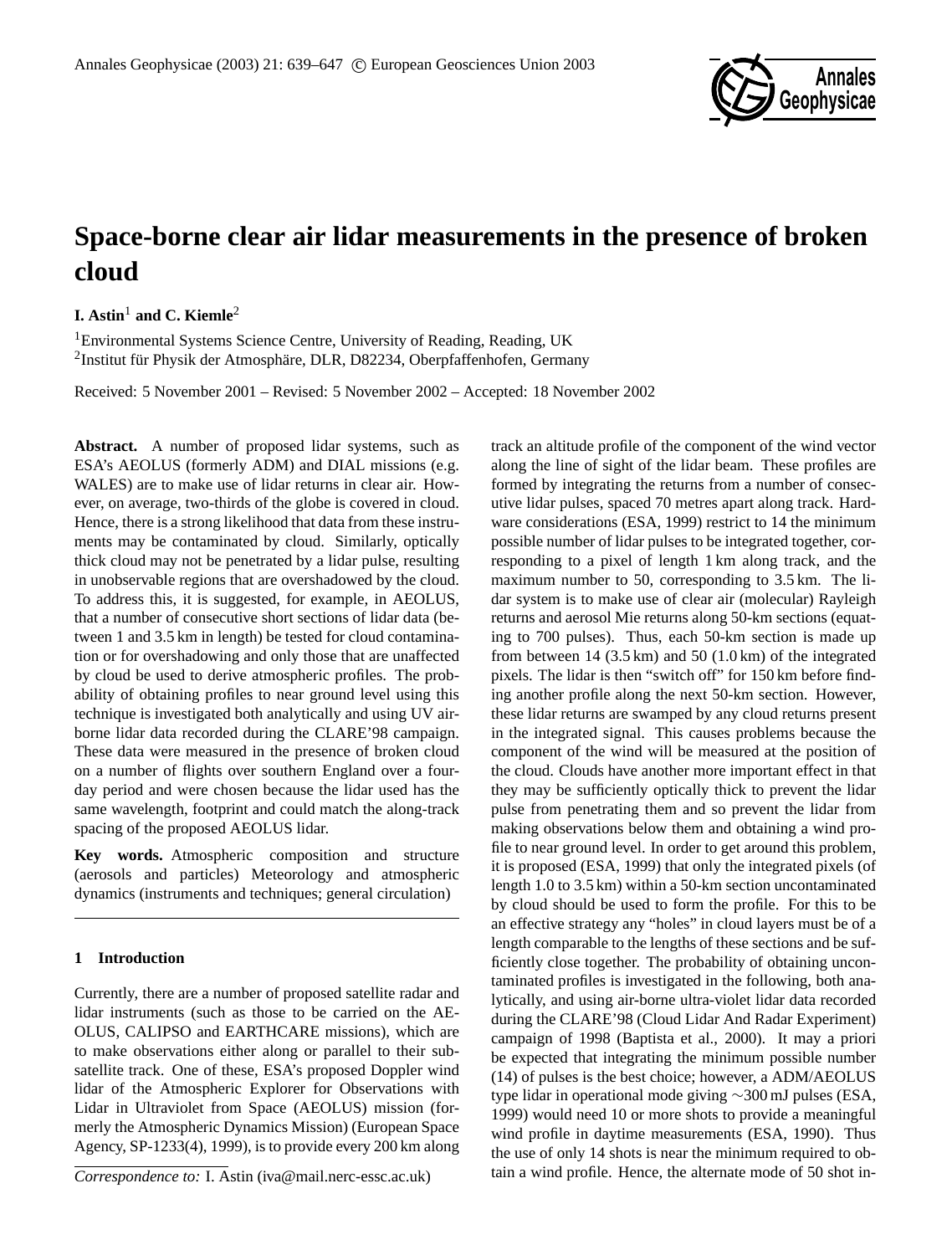# Space-borne clear air lidar measurements in the presence of broken cloud

**I. Astin**[1] **and C. Kiemle**[2]

[1]Environmental Systems Science Centre, University of Reading, Reading, UK
[2]Institut für Physik der Atmosphäre, DLR, D82234, Oberpfaffenhofen, Germany

Received: 5 November 2001 – Revised: 5 November 2002 – Accepted: 18 November 2002

**Abstract.** A number of proposed lidar systems, such as ESA's AEOLUS (formerly ADM) and DIAL missions (e.g. WALES) are to make use of lidar returns in clear air. However, on average, two-thirds of the globe is covered in cloud. Hence, there is a strong likelihood that data from these instruments may be contaminated by cloud. Similarly, optically thick cloud may not be penetrated by a lidar pulse, resulting in unobservable regions that are overshadowed by the cloud. To address this, it is suggested, for example, in AEOLUS, that a number of consecutive short sections of lidar data (between 1 and 3.5 km in length) be tested for cloud contamination or for overshadowing and only those that are unaffected by cloud be used to derive atmospheric profiles. The probability of obtaining profiles to near ground level using this technique is investigated both analytically and using UV airborne lidar data recorded during the CLARE'98 campaign. These data were measured in the presence of broken cloud on a number of flights over southern England over a four-day period and were chosen because the lidar used has the same wavelength, footprint and could match the along-track spacing of the proposed AEOLUS lidar.

**Key words.** Atmospheric composition and structure (aerosols and particles) Meteorology and atmospheric dynamics (instruments and techniques; general circulation)

## 1 Introduction

Currently, there are a number of proposed satellite radar and lidar instruments (such as those to be carried on the AEOLUS, CALIPSO and EARTHCARE missions), which are to make observations either along or parallel to their sub-satellite track. One of these, ESA's proposed Doppler wind lidar of the Atmospheric Explorer for Observations with Lidar in Ultraviolet from Space (AEOLUS) mission (formerly the Atmospheric Dynamics Mission) (European Space Agency, SP-1233(4), 1999), is to provide every 200 km along track an altitude profile of the component of the wind vector along the line of sight of the lidar beam. These profiles are formed by integrating the returns from a number of consecutive lidar pulses, spaced 70 metres apart along track. Hardware considerations (ESA, 1999) restrict to 14 the minimum possible number of lidar pulses to be integrated together, corresponding to a pixel of length 1 km along track, and the maximum number to 50, corresponding to 3.5 km. The lidar system is to make use of clear air (molecular) Rayleigh returns and aerosol Mie returns along 50-km sections (equating to 700 pulses). Thus, each 50-km section is made up from between 14 (3.5 km) and 50 (1.0 km) of the integrated pixels. The lidar is then "switch off" for 150 km before finding another profile along the next 50-km section. However, these lidar returns are swamped by any cloud returns present in the integrated signal. This causes problems because the component of the wind will be measured at the position of the cloud. Clouds have another more important effect in that they may be sufficiently optically thick to prevent the lidar pulse from penetrating them and so prevent the lidar from making observations below them and obtaining a wind profile to near ground level. In order to get around this problem, it is proposed (ESA, 1999) that only the integrated pixels (of length 1.0 to 3.5 km) within a 50-km section uncontaminated by cloud should be used to form the profile. For this to be an effective strategy any "holes" in cloud layers must be of a length comparable to the lengths of these sections and be sufficiently close together. The probability of obtaining uncontaminated profiles is investigated in the following, both analytically, and using air-borne ultra-violet lidar data recorded during the CLARE'98 (Cloud Lidar And Radar Experiment) campaign of 1998 (Baptista et al., 2000). It may a priori be expected that integrating the minimum possible number (14) of pulses is the best choice; however, a ADM/AEOLUS type lidar in operational mode giving ∼300 mJ pulses (ESA, 1999) would need 10 or more shots to provide a meaningful wind profile in daytime measurements (ESA, 1990). Thus the use of only 14 shots is near the minimum required to obtain a wind profile. Hence, the alternate mode of 50 shot in-

*Correspondence to:* I. Astin (iva@mail.nerc-essc.ac.uk)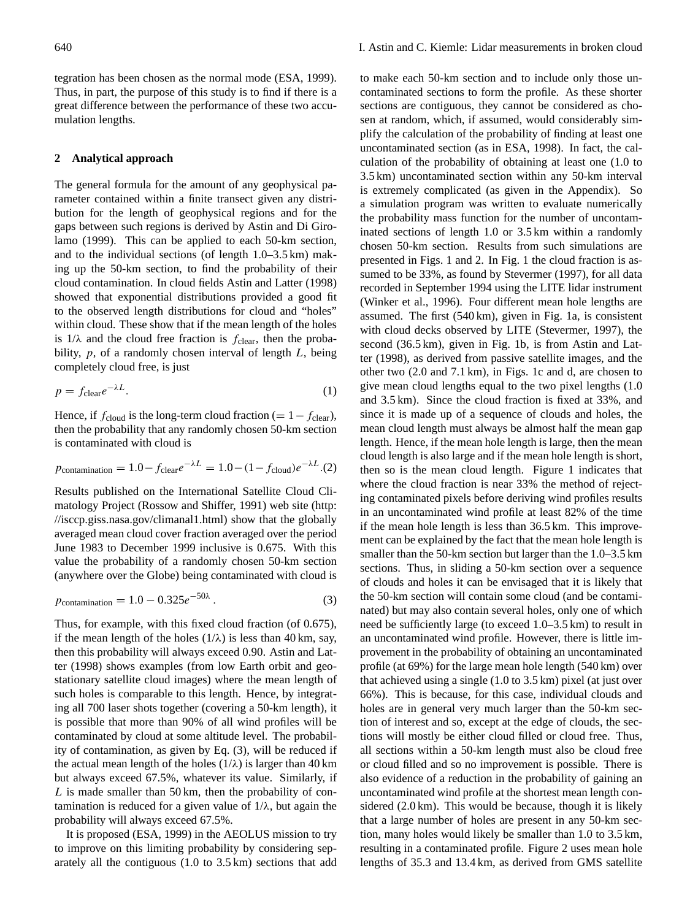tegration has been chosen as the normal mode (ESA, 1999). Thus, in part, the purpose of this study is to find if there is a great difference between the performance of these two accumulation lengths.

## 2 Analytical approach

The general formula for the amount of any geophysical parameter contained within a finite transect given any distribution for the length of geophysical regions and for the gaps between such regions is derived by Astin and Di Girolamo (1999). This can be applied to each 50-km section, and to the individual sections (of length 1.0–3.5 km) making up the 50-km section, to find the probability of their cloud contamination. In cloud fields Astin and Latter (1998) showed that exponential distributions provided a good fit to the observed length distributions for cloud and "holes" within cloud. These show that if the mean length of the holes is $1/\lambda$ and the cloud free fraction is $f_{\text{clear}}$, then the probability, $p$, of a randomly chosen interval of length $L$, being completely cloud free, is just

$$p = f_{\text{clear}} e^{-\lambda L}. \quad (1)$$

Hence, if $f_{\text{cloud}}$ is the long-term cloud fraction ($= 1 - f_{\text{clear}}$), then the probability that any randomly chosen 50-km section is contaminated with cloud is

$$p_{\text{contamination}} = 1.0 - f_{\text{clear}} e^{-\lambda L} = 1.0 - (1 - f_{\text{cloud}}) e^{-\lambda L}. \quad (2)$$

Results published on the International Satellite Cloud Climatology Project (Rossow and Shiffer, 1991) web site (http://isccp.giss.nasa.gov/climanal1.html) show that the globally averaged mean cloud cover fraction averaged over the period June 1983 to December 1999 inclusive is 0.675. With this value the probability of a randomly chosen 50-km section (anywhere over the Globe) being contaminated with cloud is

$$p_{\text{contamination}} = 1.0 - 0.325 e^{-50\lambda}. \quad (3)$$

Thus, for example, with this fixed cloud fraction (of 0.675), if the mean length of the holes ($1/\lambda$) is less than 40 km, say, then this probability will always exceed 0.90. Astin and Latter (1998) shows examples (from low Earth orbit and geostationary satellite cloud images) where the mean length of such holes is comparable to this length. Hence, by integrating all 700 laser shots together (covering a 50-km length), it is possible that more than 90% of all wind profiles will be contaminated by cloud at some altitude level. The probability of contamination, as given by Eq. (3), will be reduced if the actual mean length of the holes ($1/\lambda$) is larger than 40 km but always exceed 67.5%, whatever its value. Similarly, if $L$ is made smaller than 50 km, then the probability of contamination is reduced for a given value of $1/\lambda$, but again the probability will always exceed 67.5%.

It is proposed (ESA, 1999) in the AEOLUS mission to try to improve on this limiting probability by considering separately all the contiguous (1.0 to 3.5 km) sections that add to make each 50-km section and to include only those uncontaminated sections to form the profile. As these shorter sections are contiguous, they cannot be considered as chosen at random, which, if assumed, would considerably simplify the calculation of the probability of finding at least one uncontaminated section (as in ESA, 1998). In fact, the calculation of the probability of obtaining at least one (1.0 to 3.5 km) uncontaminated section within any 50-km interval is extremely complicated (as given in the Appendix). So a simulation program was written to evaluate numerically the probability mass function for the number of uncontaminated sections of length 1.0 or 3.5 km within a randomly chosen 50-km section. Results from such simulations are presented in Figs. 1 and 2. In Fig. 1 the cloud fraction is assumed to be 33%, as found by Stevermer (1997), for all data recorded in September 1994 using the LITE lidar instrument (Winker et al., 1996). Four different mean hole lengths are assumed. The first (540 km), given in Fig. 1a, is consistent with cloud decks observed by LITE (Stevermer, 1997), the second (36.5 km), given in Fig. 1b, is from Astin and Latter (1998), as derived from passive satellite images, and the other two (2.0 and 7.1 km), in Figs. 1c and d, are chosen to give mean cloud lengths equal to the two pixel lengths (1.0 and 3.5 km). Since the cloud fraction is fixed at 33%, and since it is made up of a sequence of clouds and holes, the mean cloud length must always be almost half the mean gap length. Hence, if the mean hole length is large, then the mean cloud length is also large and if the mean hole length is short, then so is the mean cloud length. Figure 1 indicates that where the cloud fraction is near 33% the method of rejecting contaminated pixels before deriving wind profiles results in an uncontaminated wind profile at least 82% of the time if the mean hole length is less than 36.5 km. This improvement can be explained by the fact that the mean hole length is smaller than the 50-km section but larger than the 1.0–3.5 km sections. Thus, in sliding a 50-km section over a sequence of clouds and holes it can be envisaged that it is likely that the 50-km section will contain some cloud (and be contaminated) but may also contain several holes, only one of which need be sufficiently large (to exceed 1.0–3.5 km) to result in an uncontaminated wind profile. However, there is little improvement in the probability of obtaining an uncontaminated profile (at 69%) for the large mean hole length (540 km) over that achieved using a single (1.0 to 3.5 km) pixel (at just over 66%). This is because, for this case, individual clouds and holes are in general very much larger than the 50-km section of interest and so, except at the edge of clouds, the sections will mostly be either cloud filled or cloud free. Thus, all sections within a 50-km length must also be cloud free or cloud filled and so no improvement is possible. There is also evidence of a reduction in the probability of gaining an uncontaminated wind profile at the shortest mean length considered (2.0 km). This would be because, though it is likely that a large number of holes are present in any 50-km section, many holes would likely be smaller than 1.0 to 3.5 km, resulting in a contaminated profile. Figure 2 uses mean hole lengths of 35.3 and 13.4 km, as derived from GMS satellite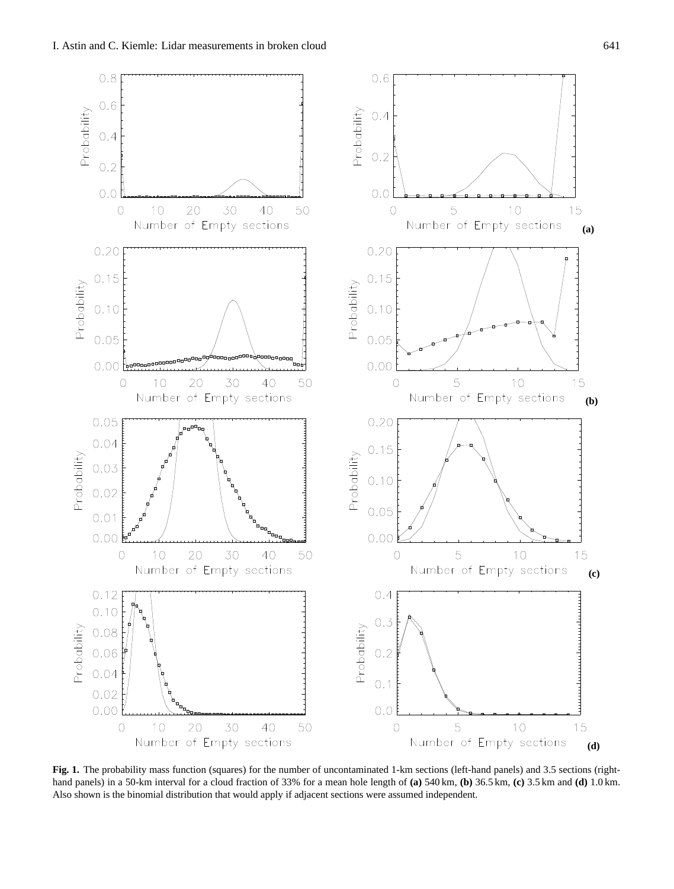**Fig. 1.** The probability mass function (squares) for the number of uncontaminated 1-km sections (left-hand panels) and 3.5 sections (right-hand panels) in a 50-km interval for a cloud fraction of 33% for a mean hole length of **(a)** 540 km, **(b)** 36.5 km, **(c)** 3.5 km and **(d)** 1.0 km. Also shown is the binomial distribution that would apply if adjacent sections were assumed independent.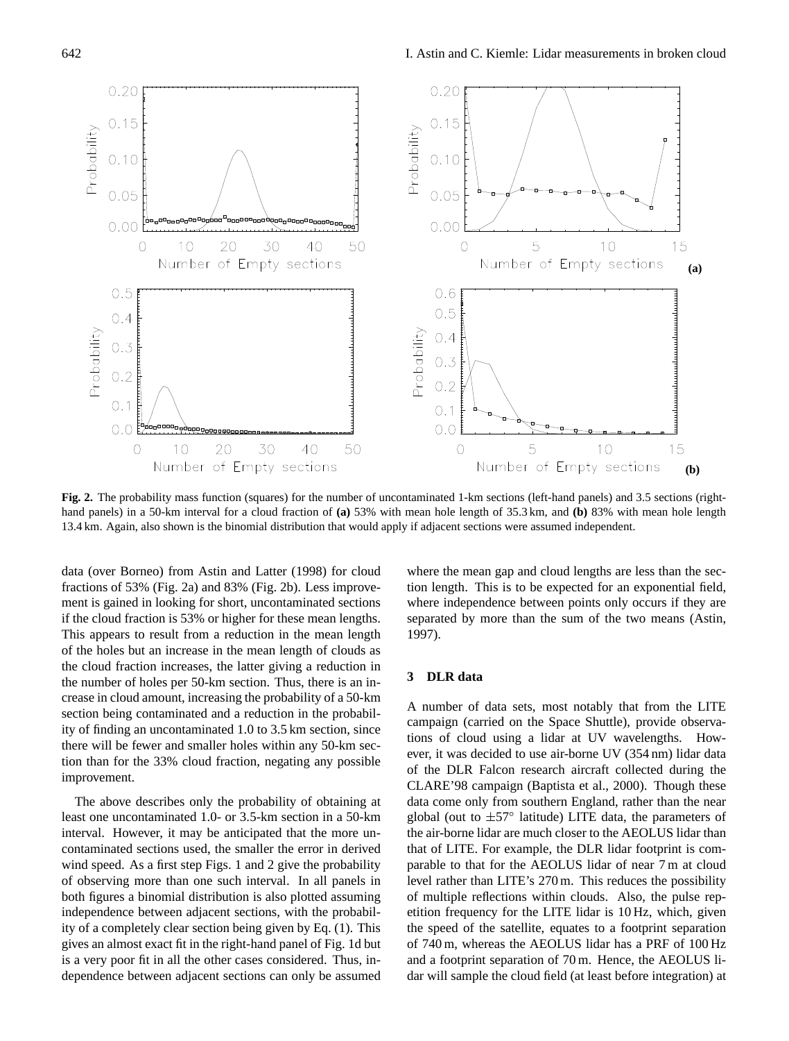**Fig. 2.** The probability mass function (squares) for the number of uncontaminated 1-km sections (left-hand panels) and 3.5 sections (right-hand panels) in a 50-km interval for a cloud fraction of **(a)** 53% with mean hole length of 35.3 km, and **(b)** 83% with mean hole length 13.4 km. Again, also shown is the binomial distribution that would apply if adjacent sections were assumed independent.

data (over Borneo) from Astin and Latter (1998) for cloud fractions of 53% (Fig. 2a) and 83% (Fig. 2b). Less improvement is gained in looking for short, uncontaminated sections if the cloud fraction is 53% or higher for these mean lengths. This appears to result from a reduction in the mean length of the holes but an increase in the mean length of clouds as the cloud fraction increases, the latter giving a reduction in the number of holes per 50-km section. Thus, there is an increase in cloud amount, increasing the probability of a 50-km section being contaminated and a reduction in the probability of finding an uncontaminated 1.0 to 3.5 km section, since there will be fewer and smaller holes within any 50-km section than for the 33% cloud fraction, negating any possible improvement.

The above describes only the probability of obtaining at least one uncontaminated 1.0- or 3.5-km section in a 50-km interval. However, it may be anticipated that the more uncontaminated sections used, the smaller the error in derived wind speed. As a first step Figs. 1 and 2 give the probability of observing more than one such interval. In all panels in both figures a binomial distribution is also plotted assuming independence between adjacent sections, with the probability of a completely clear section being given by Eq. (1). This gives an almost exact fit in the right-hand panel of Fig. 1d but is a very poor fit in all the other cases considered. Thus, independence between adjacent sections can only be assumed where the mean gap and cloud lengths are less than the section length. This is to be expected for an exponential field, where independence between points only occurs if they are separated by more than the sum of the two means (Astin, 1997).

## 3 DLR data

A number of data sets, most notably that from the LITE campaign (carried on the Space Shuttle), provide observations of cloud using a lidar at UV wavelengths. However, it was decided to use air-borne UV (354 nm) lidar data of the DLR Falcon research aircraft collected during the CLARE'98 campaign (Baptista et al., 2000). Though these data come only from southern England, rather than the near global (out to $\pm 57^{\circ}$ latitude) LITE data, the parameters of the air-borne lidar are much closer to the AEOLUS lidar than that of LITE. For example, the DLR lidar footprint is comparable to that for the AEOLUS lidar of near 7 m at cloud level rather than LITE's 270 m. This reduces the possibility of multiple reflections within clouds. Also, the pulse repetition frequency for the LITE lidar is 10 Hz, which, given the speed of the satellite, equates to a footprint separation of 740 m, whereas the AEOLUS lidar has a PRF of 100 Hz and a footprint separation of 70 m. Hence, the AEOLUS lidar will sample the cloud field (at least before integration) at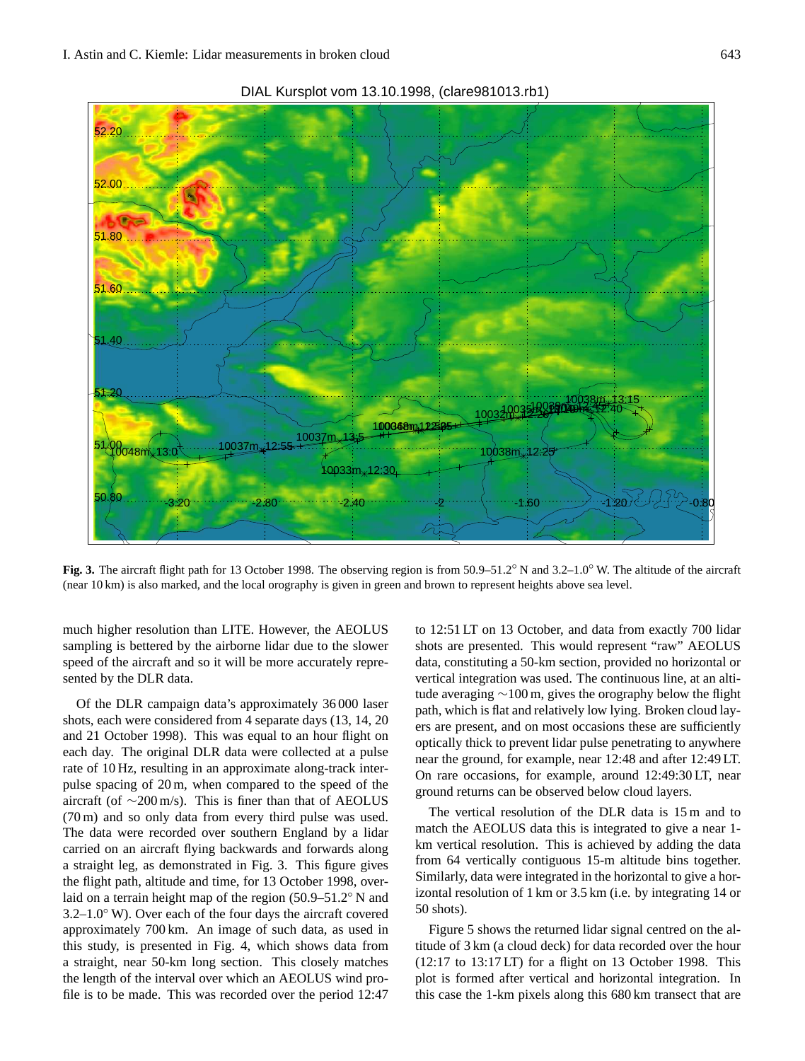**Fig. 3.** The aircraft flight path for 13 October 1998. The observing region is from 50.9–51.2° N and 3.2–1.0° W. The altitude of the aircraft (near 10 km) is also marked, and the local orography is given in green and brown to represent heights above sea level.

much higher resolution than LITE. However, the AEOLUS sampling is bettered by the airborne lidar due to the slower speed of the aircraft and so it will be more accurately represented by the DLR data.

Of the DLR campaign data's approximately 36 000 laser shots, each were considered from 4 separate days (13, 14, 20 and 21 October 1998). This was equal to an hour flight on each day. The original DLR data were collected at a pulse rate of 10 Hz, resulting in an approximate along-track interpulse spacing of 20 m, when compared to the speed of the aircraft (of ∼200 m/s). This is finer than that of AEOLUS (70 m) and so only data from every third pulse was used. The data were recorded over southern England by a lidar carried on an aircraft flying backwards and forwards along a straight leg, as demonstrated in Fig. 3. This figure gives the flight path, altitude and time, for 13 October 1998, overlaid on a terrain height map of the region (50.9–51.2° N and 3.2–1.0° W). Over each of the four days the aircraft covered approximately 700 km. An image of such data, as used in this study, is presented in Fig. 4, which shows data from a straight, near 50-km long section. This closely matches the length of the interval over which an AEOLUS wind profile is to be made. This was recorded over the period 12:47 to 12:51 LT on 13 October, and data from exactly 700 lidar shots are presented. This would represent "raw" AEOLUS data, constituting a 50-km section, provided no horizontal or vertical integration was used. The continuous line, at an altitude averaging ∼100 m, gives the orography below the flight path, which is flat and relatively low lying. Broken cloud layers are present, and on most occasions these are sufficiently optically thick to prevent lidar pulse penetrating to anywhere near the ground, for example, near 12:48 and after 12:49 LT. On rare occasions, for example, around 12:49:30 LT, near ground returns can be observed below cloud layers.

The vertical resolution of the DLR data is 15 m and to match the AEOLUS data this is integrated to give a near 1-km vertical resolution. This is achieved by adding the data from 64 vertically contiguous 15-m altitude bins together. Similarly, data were integrated in the horizontal to give a horizontal resolution of 1 km or 3.5 km (i.e. by integrating 14 or 50 shots).

Figure 5 shows the returned lidar signal centred on the altitude of 3 km (a cloud deck) for data recorded over the hour (12:17 to 13:17 LT) for a flight on 13 October 1998. This plot is formed after vertical and horizontal integration. In this case the 1-km pixels along this 680 km transect that are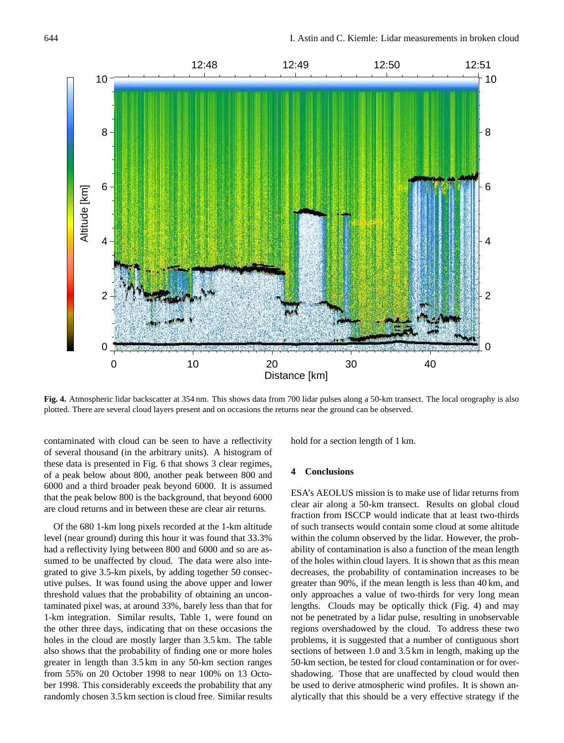**Fig. 4.** Atmospheric lidar backscatter at 354 nm. This shows data from 700 lidar pulses along a 50-km transect. The local orography is also plotted. There are several cloud layers present and on occasions the returns near the ground can be observed.

contaminated with cloud can be seen to have a reflectivity of several thousand (in the arbitrary units). A histogram of these data is presented in Fig. 6 that shows 3 clear regimes, of a peak below about 800, another peak between 800 and 6000 and a third broader peak beyond 6000. It is assumed that the peak below 800 is the background, that beyond 6000 are cloud returns and in between these are clear air returns.

Of the 680 1-km long pixels recorded at the 1-km altitude level (near ground) during this hour it was found that 33.3% had a reflectivity lying between 800 and 6000 and so are assumed to be unaffected by cloud. The data were also integrated to give 3.5-km pixels, by adding together 50 consecutive pulses. It was found using the above upper and lower threshold values that the probability of obtaining an uncontaminated pixel was, at around 33%, barely less than that for 1-km integration. Similar results, Table 1, were found on the other three days, indicating that on these occasions the holes in the cloud are mostly larger than 3.5 km. The table also shows that the probability of finding one or more holes greater in length than 3.5 km in any 50-km section ranges from 55% on 20 October 1998 to near 100% on 13 October 1998. This considerably exceeds the probability that any randomly chosen 3.5 km section is cloud free. Similar results hold for a section length of 1 km.

## 4 Conclusions

ESA's AEOLUS mission is to make use of lidar returns from clear air along a 50-km transect. Results on global cloud fraction from ISCCP would indicate that at least two-thirds of such transects would contain some cloud at some altitude within the column observed by the lidar. However, the probability of contamination is also a function of the mean length of the holes within cloud layers. It is shown that as this mean decreases, the probability of contamination increases to be greater than 90%, if the mean length is less than 40 km, and only approaches a value of two-thirds for very long mean lengths. Clouds may be optically thick (Fig. 4) and may not be penetrated by a lidar pulse, resulting in unobservable regions overshadowed by the cloud. To address these two problems, it is suggested that a number of contiguous short sections of between 1.0 and 3.5 km in length, making up the 50-km section, be tested for cloud contamination or for overshadowing. Those that are unaffected by cloud would then be used to derive atmospheric wind profiles. It is shown analytically that this should be a very effective strategy if the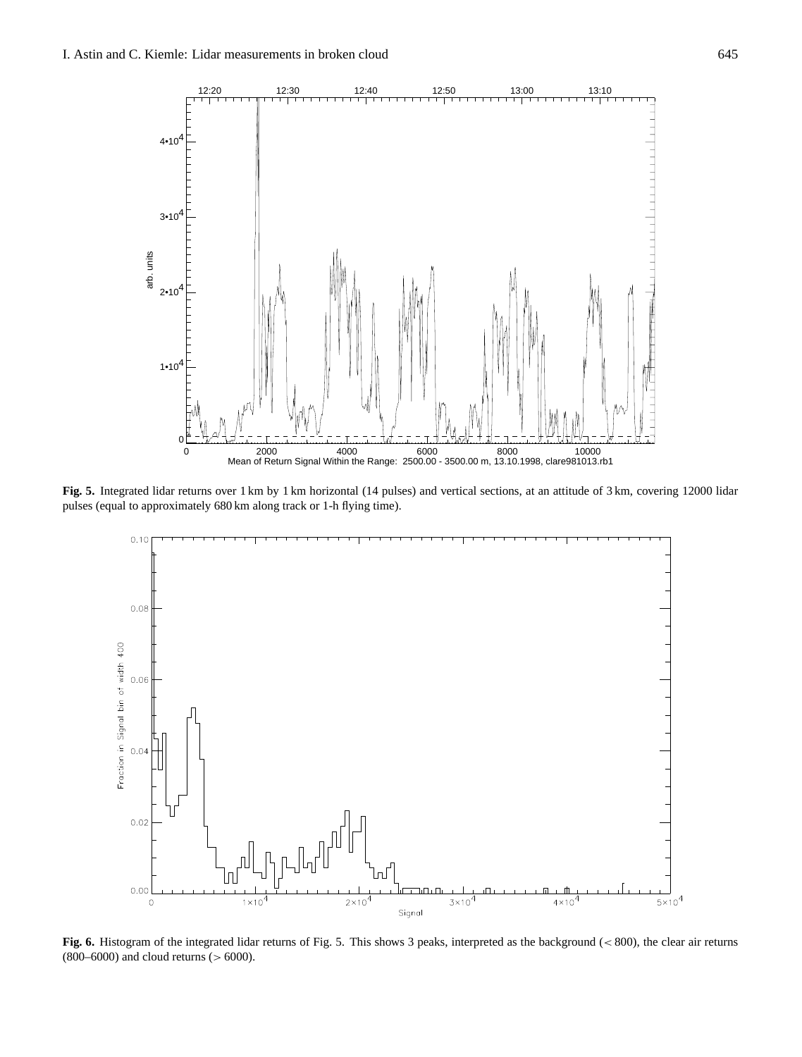**Fig. 5.** Integrated lidar returns over 1 km by 1 km horizontal (14 pulses) and vertical sections, at an attitude of 3 km, covering 12000 lidar pulses (equal to approximately 680 km along track or 1-h flying time).

**Fig. 6.** Histogram of the integrated lidar returns of Fig. 5. This shows 3 peaks, interpreted as the background ($<800$), the clear air returns (800–6000) and cloud returns ($>6000$).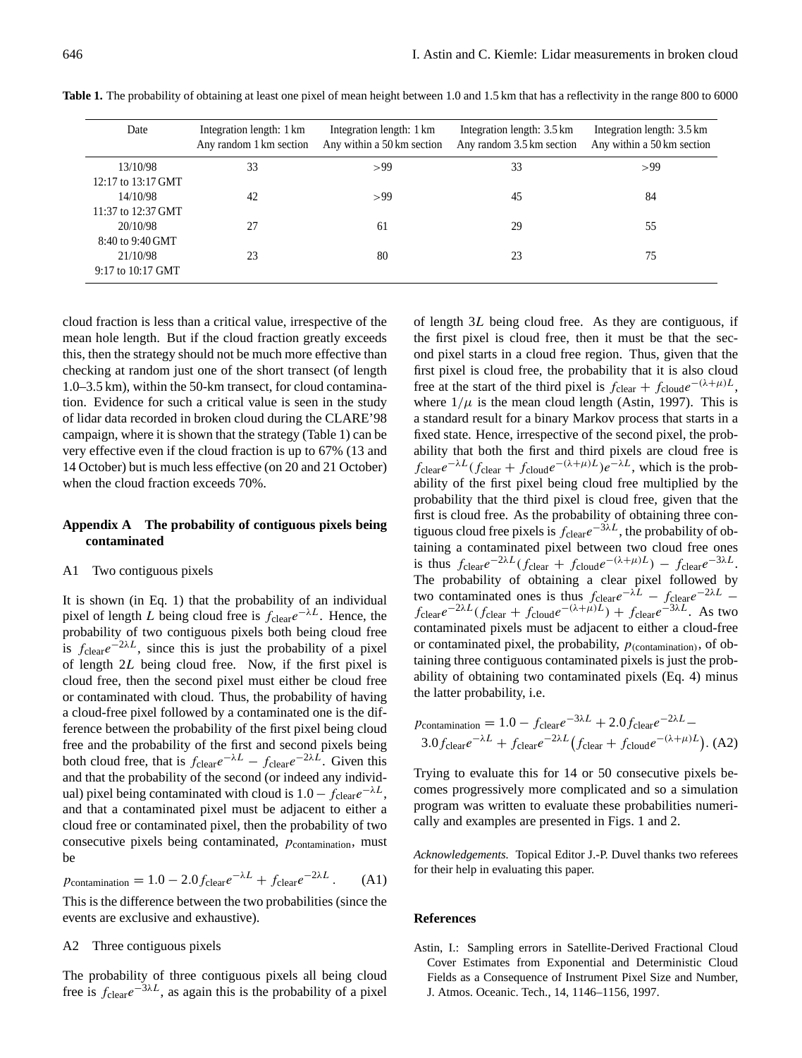**Table 1.** The probability of obtaining at least one pixel of mean height between 1.0 and 1.5 km that has a reflectivity in the range 800 to 6000

| Date | Integration length: 1 km Any random 1 km section | Integration length: 1 km Any within a 50 km section | Integration length: 3.5 km Any random 3.5 km section | Integration length: 3.5 km Any within a 50 km section |
|---|---|---|---|---|
| 13/10/98 12:17 to 13:17 GMT | 33 | >99 | 33 | >99 |
| 14/10/98 11:37 to 12:37 GMT | 42 | >99 | 45 | 84 |
| 20/10/98 8:40 to 9:40 GMT | 27 | 61 | 29 | 55 |
| 21/10/98 9:17 to 10:17 GMT | 23 | 80 | 23 | 75 |

cloud fraction is less than a critical value, irrespective of the mean hole length. But if the cloud fraction greatly exceeds this, then the strategy should not be much more effective than checking at random just one of the short transect (of length 1.0–3.5 km), within the 50-km transect, for cloud contamination. Evidence for such a critical value is seen in the study of lidar data recorded in broken cloud during the CLARE'98 campaign, where it is shown that the strategy (Table 1) can be very effective even if the cloud fraction is up to 67% (13 and 14 October) but is much less effective (on 20 and 21 October) when the cloud fraction exceeds 70%.

## Appendix A The probability of contiguous pixels being contaminated

### A1 Two contiguous pixels

It is shown (in Eq. 1) that the probability of an individual pixel of length $L$ being cloud free is $f_{\text{clear}}e^{-\lambda L}$. Hence, the probability of two contiguous pixels both being cloud free is $f_{\text{clear}}e^{-2\lambda L}$, since this is just the probability of a pixel of length $2L$ being cloud free. Now, if the first pixel is cloud free, then the second pixel must either be cloud free or contaminated with cloud. Thus, the probability of having a cloud-free pixel followed by a contaminated one is the difference between the probability of the first pixel being cloud free and the probability of the first and second pixels being both cloud free, that is $f_{\text{clear}}e^{-\lambda L} - f_{\text{clear}}e^{-2\lambda L}$. Given this and that the probability of the second (or indeed any individual) pixel being contaminated with cloud is $1.0 - f_{\text{clear}}e^{-\lambda L}$, and that a contaminated pixel must be adjacent to either a cloud free or contaminated pixel, then the probability of two consecutive pixels being contaminated, $p_{\text{contamination}}$, must be

$$p_{\text{contamination}} = 1.0 - 2.0 f_{\text{clear}}e^{-\lambda L} + f_{\text{clear}}e^{-2\lambda L}. \qquad \text{(A1)}$$

This is the difference between the two probabilities (since the events are exclusive and exhaustive).

### A2 Three contiguous pixels

The probability of three contiguous pixels all being cloud free is $f_{\text{clear}}e^{-3\lambda L}$, as again this is the probability of a pixel of length $3L$ being cloud free. As they are contiguous, if the first pixel is cloud free, then it must be that the second pixel starts in a cloud free region. Thus, given that the first pixel is cloud free, the probability that it is also cloud free at the start of the third pixel is $f_{\text{clear}} + f_{\text{cloud}}e^{-(\lambda+\mu)L}$, where $1/\mu$ is the mean cloud length (Astin, 1997). This is a standard result for a binary Markov process that starts in a fixed state. Hence, irrespective of the second pixel, the probability that both the first and third pixels are cloud free is $f_{\text{clear}}e^{-\lambda L}(f_{\text{clear}} + f_{\text{cloud}}e^{-(\lambda+\mu)L})e^{-\lambda L}$, which is the probability of the first pixel being cloud free multiplied by the probability that the third pixel is cloud free, given that the first is cloud free. As the probability of obtaining three contiguous cloud free pixels is $f_{\text{clear}}e^{-3\lambda L}$, the probability of obtaining a contaminated pixel between two cloud free ones is thus $f_{\text{clear}}e^{-2\lambda L}(f_{\text{clear}} + f_{\text{cloud}}e^{-(\lambda+\mu)L}) - f_{\text{clear}}e^{-3\lambda L}$. The probability of obtaining a clear pixel followed by two contaminated ones is thus $f_{\text{clear}}e^{-\lambda L} - f_{\text{clear}}e^{-2\lambda L} - f_{\text{clear}}e^{-2\lambda L}(f_{\text{clear}} + f_{\text{cloud}}e^{-(\lambda+\mu)L}) + f_{\text{clear}}e^{-3\lambda L}$. As two contaminated pixels must be adjacent to either a cloud-free or contaminated pixel, the probability, $p_{\text{(contamination)}}$, of obtaining three contiguous contaminated pixels is just the probability of obtaining two contaminated pixels (Eq. 4) minus the latter probability, i.e.

$$p_{\text{contamination}} = 1.0 - f_{\text{clear}}e^{-3\lambda L} + 2.0 f_{\text{clear}}e^{-2\lambda L} - 3.0 f_{\text{clear}}e^{-\lambda L} + f_{\text{clear}}e^{-2\lambda L}\left(f_{\text{clear}} + f_{\text{cloud}}e^{-(\lambda+\mu)L}\right). \qquad \text{(A2)}$$

Trying to evaluate this for 14 or 50 consecutive pixels becomes progressively more complicated and so a simulation program was written to evaluate these probabilities numerically and examples are presented in Figs. 1 and 2.

*Acknowledgements.* Topical Editor J.-P. Duvel thanks two referees for their help in evaluating this paper.

## References

Astin, I.: Sampling errors in Satellite-Derived Fractional Cloud Cover Estimates from Exponential and Deterministic Cloud Fields as a Consequence of Instrument Pixel Size and Number, J. Atmos. Oceanic. Tech., 14, 1146–1156, 1997.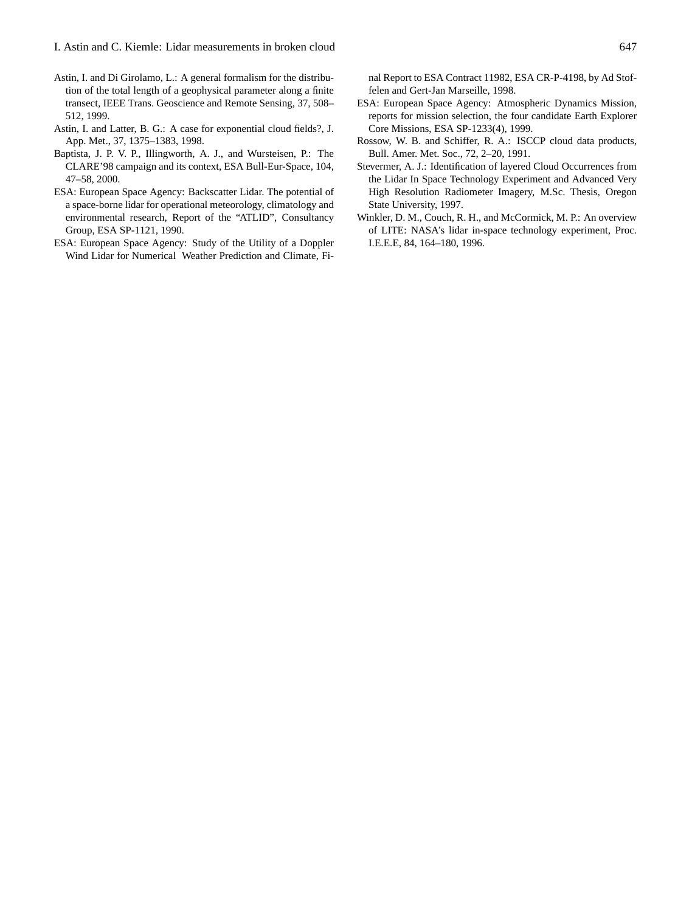Astin, I. and Di Girolamo, L.: A general formalism for the distribution of the total length of a geophysical parameter along a finite transect, IEEE Trans. Geoscience and Remote Sensing, 37, 508–512, 1999.

Astin, I. and Latter, B. G.: A case for exponential cloud fields?, J. App. Met., 37, 1375–1383, 1998.

Baptista, J. P. V. P., Illingworth, A. J., and Wursteisen, P.: The CLARE'98 campaign and its context, ESA Bull-Eur-Space, 104, 47–58, 2000.

ESA: European Space Agency: Backscatter Lidar. The potential of a space-borne lidar for operational meteorology, climatology and environmental research, Report of the "ATLID", Consultancy Group, ESA SP-1121, 1990.

ESA: European Space Agency: Study of the Utility of a Doppler Wind Lidar for Numerical Weather Prediction and Climate, Final Report to ESA Contract 11982, ESA CR-P-4198, by Ad Stoffelen and Gert-Jan Marseille, 1998.

ESA: European Space Agency: Atmospheric Dynamics Mission, reports for mission selection, the four candidate Earth Explorer Core Missions, ESA SP-1233(4), 1999.

Rossow, W. B. and Schiffer, R. A.: ISCCP cloud data products, Bull. Amer. Met. Soc., 72, 2–20, 1991.

Stevermer, A. J.: Identification of layered Cloud Occurrences from the Lidar In Space Technology Experiment and Advanced Very High Resolution Radiometer Imagery, M.Sc. Thesis, Oregon State University, 1997.

Winkler, D. M., Couch, R. H., and McCormick, M. P.: An overview of LITE: NASA's lidar in-space technology experiment, Proc. I.E.E.E, 84, 164–180, 1996.